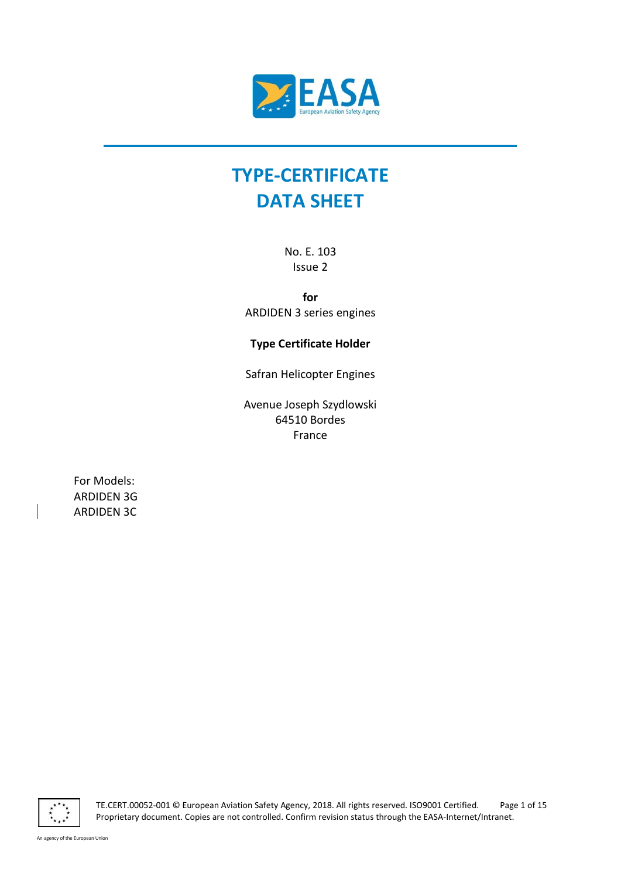# TYPE-CERTIFICATE DATA SHEET

No. E. 103
Issue 2

**for**
ARDIDEN 3 series engines

**Type Certificate Holder**

Safran Helicopter Engines

Avenue Joseph Szydlowski
64510 Bordes
France

For Models:
ARDIDEN 3G
ARDIDEN 3C

TE.CERT.00052-001 © European Aviation Safety Agency, 2018. All rights reserved. ISO9001 Certified. Proprietary document. Copies are not controlled. Confirm revision status through the EASA-Internet/Intranet.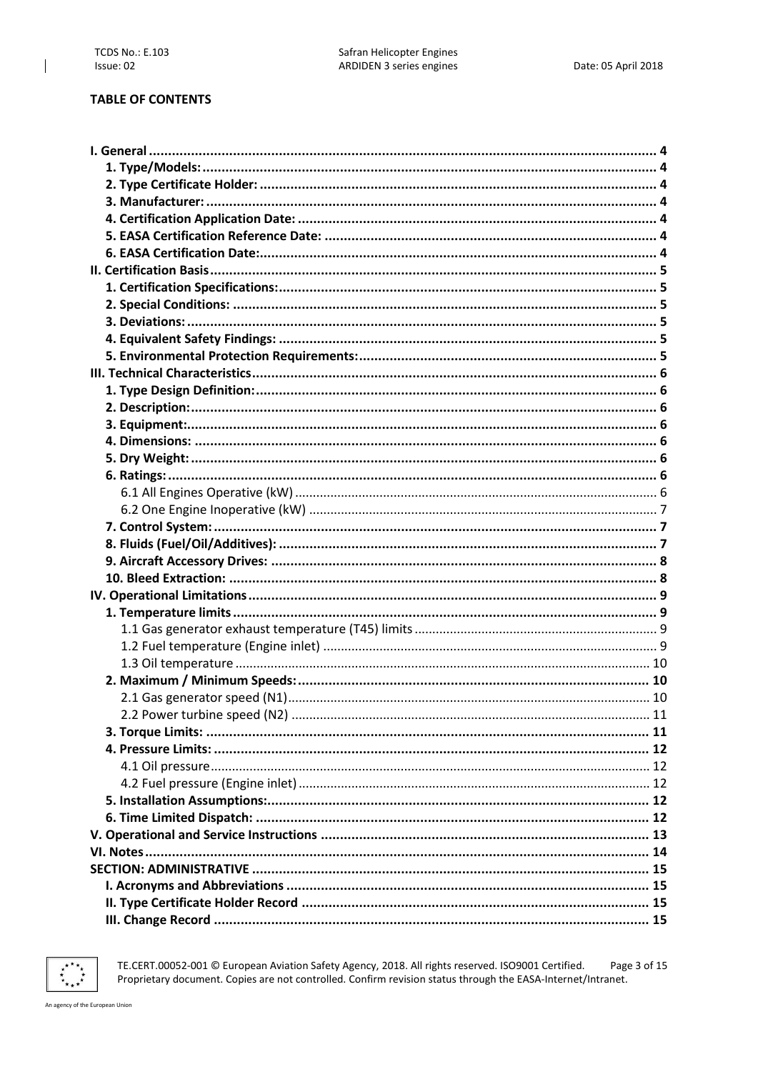**TABLE OF CONTENTS**

**I. General** .......... 4
- **1. Type/Models:** .......... 4
- **2. Type Certificate Holder:** .......... 4
- **3. Manufacturer:** .......... 4
- **4. Certification Application Date:** .......... 4
- **5. EASA Certification Reference Date:** .......... 4
- **6. EASA Certification Date:** .......... 4

**II. Certification Basis** .......... 5
- **1. Certification Specifications:** .......... 5
- **2. Special Conditions:** .......... 5
- **3. Deviations:** .......... 5
- **4. Equivalent Safety Findings:** .......... 5
- **5. Environmental Protection Requirements:** .......... 5

**III. Technical Characteristics** .......... 6
- **1. Type Design Definition:** .......... 6
- **2. Description:** .......... 6
- **3. Equipment:** .......... 6
- **4. Dimensions:** .......... 6
- **5. Dry Weight:** .......... 6
- **6. Ratings:** .......... 6
  - 6.1 All Engines Operative (kW) .......... 6
  - 6.2 One Engine Inoperative (kW) .......... 7
- **7. Control System:** .......... 7
- **8. Fluids (Fuel/Oil/Additives):** .......... 7
- **9. Aircraft Accessory Drives:** .......... 8
- **10. Bleed Extraction:** .......... 8

**IV. Operational Limitations** .......... 9
- **1. Temperature limits** .......... 9
  - 1.1 Gas generator exhaust temperature (T45) limits .......... 9
  - 1.2 Fuel temperature (Engine inlet) .......... 9
  - 1.3 Oil temperature .......... 10
- **2. Maximum / Minimum Speeds:** .......... 10
  - 2.1 Gas generator speed (N1) .......... 10
  - 2.2 Power turbine speed (N2) .......... 11
- **3. Torque Limits:** .......... 11
- **4. Pressure Limits:** .......... 12
  - 4.1 Oil pressure .......... 12
  - 4.2 Fuel pressure (Engine inlet) .......... 12
- **5. Installation Assumptions:** .......... 12
- **6. Time Limited Dispatch:** .......... 12

**V. Operational and Service Instructions** .......... 13

**VI. Notes** .......... 14

**SECTION: ADMINISTRATIVE** .......... 15
- **I. Acronyms and Abbreviations** .......... 15
- **II. Type Certificate Holder Record** .......... 15
- **III. Change Record** .......... 15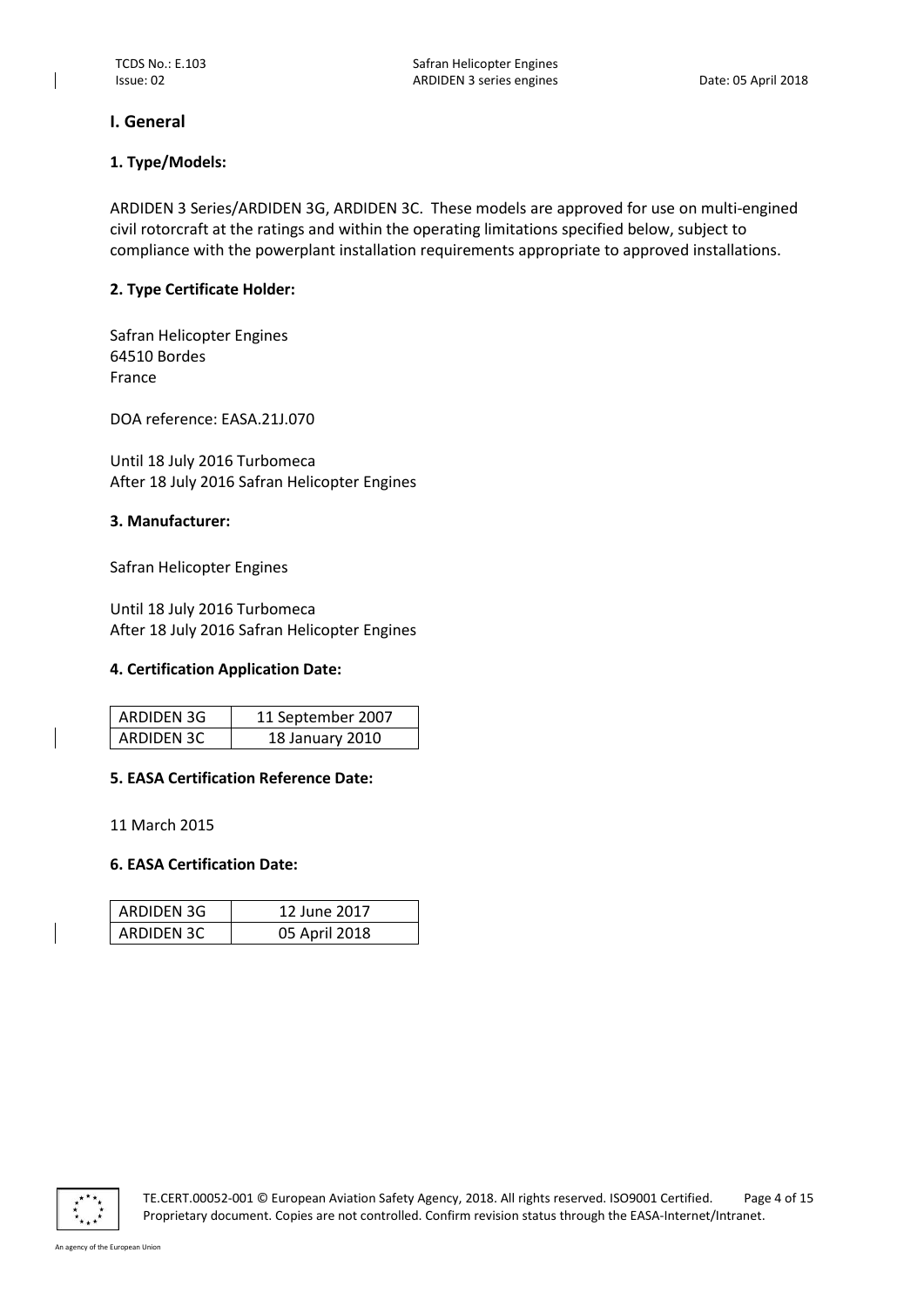## I. General

### 1. Type/Models:

ARDIDEN 3 Series/ARDIDEN 3G, ARDIDEN 3C. These models are approved for use on multi-engined civil rotorcraft at the ratings and within the operating limitations specified below, subject to compliance with the powerplant installation requirements appropriate to approved installations.

### 2. Type Certificate Holder:

Safran Helicopter Engines
64510 Bordes
France

DOA reference: EASA.21J.070

Until 18 July 2016 Turbomeca
After 18 July 2016 Safran Helicopter Engines

### 3. Manufacturer:

Safran Helicopter Engines

Until 18 July 2016 Turbomeca
After 18 July 2016 Safran Helicopter Engines

### 4. Certification Application Date:

| | |
|---|---|
| ARDIDEN 3G | 11 September 2007 |
| ARDIDEN 3C | 18 January 2010 |

### 5. EASA Certification Reference Date:

11 March 2015

### 6. EASA Certification Date:

| | |
|---|---|
| ARDIDEN 3G | 12 June 2017 |
| ARDIDEN 3C | 05 April 2018 |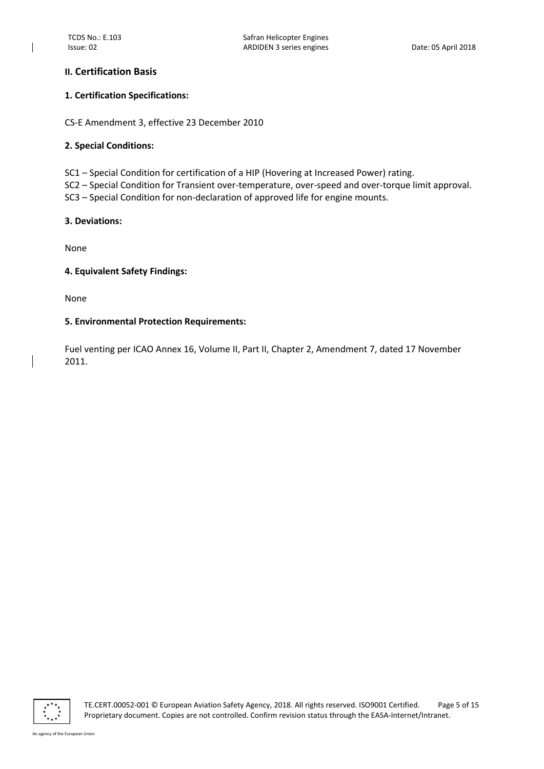## II. Certification Basis

### 1. Certification Specifications:

CS-E Amendment 3, effective 23 December 2010

### 2. Special Conditions:

SC1 – Special Condition for certification of a HIP (Hovering at Increased Power) rating.
SC2 – Special Condition for Transient over-temperature, over-speed and over-torque limit approval.
SC3 – Special Condition for non-declaration of approved life for engine mounts.

### 3. Deviations:

None

### 4. Equivalent Safety Findings:

None

### 5. Environmental Protection Requirements:

Fuel venting per ICAO Annex 16, Volume II, Part II, Chapter 2, Amendment 7, dated 17 November 2011.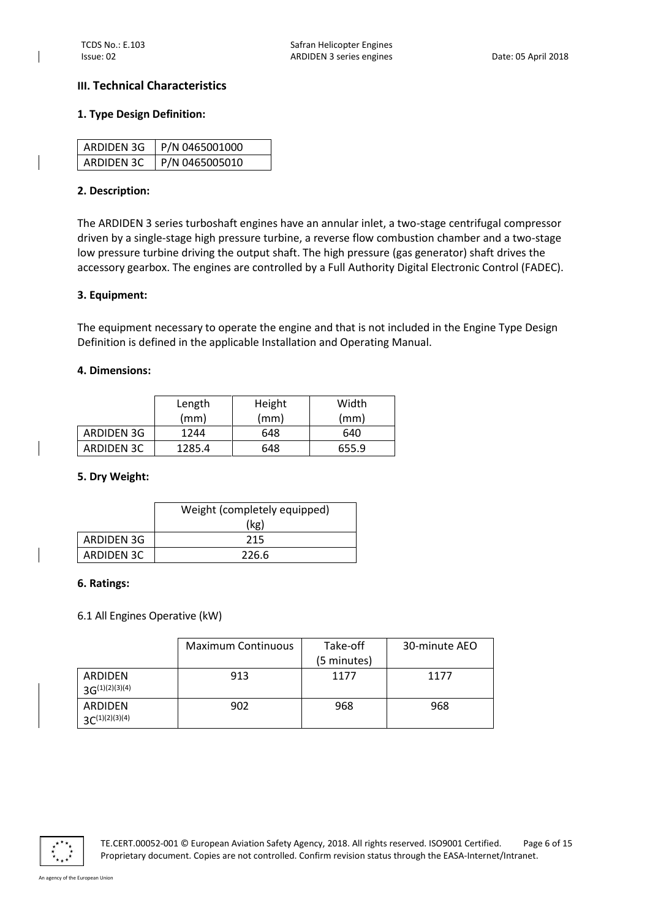## III. Technical Characteristics

### 1. Type Design Definition:

| ARDIDEN 3G | P/N 0465001000 |
|---|---|
| ARDIDEN 3C | P/N 0465005010 |

### 2. Description:

The ARDIDEN 3 series turboshaft engines have an annular inlet, a two-stage centrifugal compressor driven by a single-stage high pressure turbine, a reverse flow combustion chamber and a two-stage low pressure turbine driving the output shaft. The high pressure (gas generator) shaft drives the accessory gearbox. The engines are controlled by a Full Authority Digital Electronic Control (FADEC).

### 3. Equipment:

The equipment necessary to operate the engine and that is not included in the Engine Type Design Definition is defined in the applicable Installation and Operating Manual.

### 4. Dimensions:

| | Length (mm) | Height (mm) | Width (mm) |
|---|---|---|---|
| ARDIDEN 3G | 1244 | 648 | 640 |
| ARDIDEN 3C | 1285.4 | 648 | 655.9 |

### 5. Dry Weight:

| | Weight (completely equipped) (kg) |
|---|---|
| ARDIDEN 3G | 215 |
| ARDIDEN 3C | 226.6 |

### 6. Ratings:

6.1 All Engines Operative (kW)

| | Maximum Continuous | Take-off (5 minutes) | 30-minute AEO |
|---|---|---|---|
| ARDIDEN 3G(1)(2)(3)(4) | 913 | 1177 | 1177 |
| ARDIDEN 3C(1)(2)(3)(4) | 902 | 968 | 968 |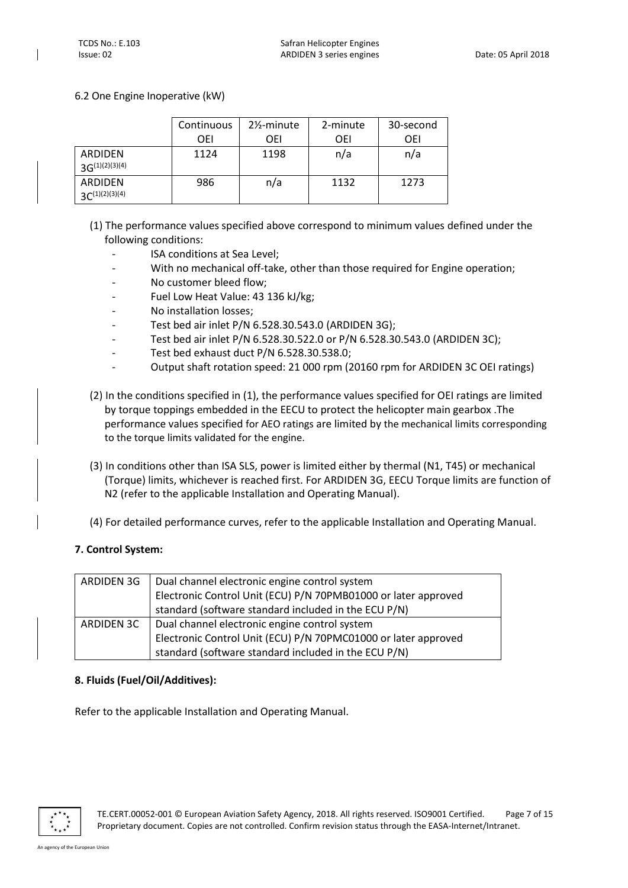6.2 One Engine Inoperative (kW)

| | Continuous OEI | 2½-minute OEI | 2-minute OEI | 30-second OEI |
|---|---|---|---|---|
| ARDIDEN 3G(1)(2)(3)(4) | 1124 | 1198 | n/a | n/a |
| ARDIDEN 3C(1)(2)(3)(4) | 986 | n/a | 1132 | 1273 |

(1) The performance values specified above correspond to minimum values defined under the following conditions:

- ISA conditions at Sea Level;
- With no mechanical off-take, other than those required for Engine operation;
- No customer bleed flow;
- Fuel Low Heat Value: 43 136 kJ/kg;
- No installation losses;
- Test bed air inlet P/N 6.528.30.543.0 (ARDIDEN 3G);
- Test bed air inlet P/N 6.528.30.522.0 or P/N 6.528.30.543.0 (ARDIDEN 3C);
- Test bed exhaust duct P/N 6.528.30.538.0;
- Output shaft rotation speed: 21 000 rpm (20160 rpm for ARDIDEN 3C OEI ratings)

(2) In the conditions specified in (1), the performance values specified for OEI ratings are limited by torque toppings embedded in the EECU to protect the helicopter main gearbox .The performance values specified for AEO ratings are limited by the mechanical limits corresponding to the torque limits validated for the engine.

(3) In conditions other than ISA SLS, power is limited either by thermal (N1, T45) or mechanical (Torque) limits, whichever is reached first. For ARDIDEN 3G, EECU Torque limits are function of N2 (refer to the applicable Installation and Operating Manual).

(4) For detailed performance curves, refer to the applicable Installation and Operating Manual.

**7. Control System:**

| ARDIDEN 3G | Dual channel electronic engine control system Electronic Control Unit (ECU) P/N 70PMB01000 or later approved standard (software standard included in the ECU P/N) |
|---|---|
| ARDIDEN 3C | Dual channel electronic engine control system Electronic Control Unit (ECU) P/N 70PMC01000 or later approved standard (software standard included in the ECU P/N) |

**8. Fluids (Fuel/Oil/Additives):**

Refer to the applicable Installation and Operating Manual.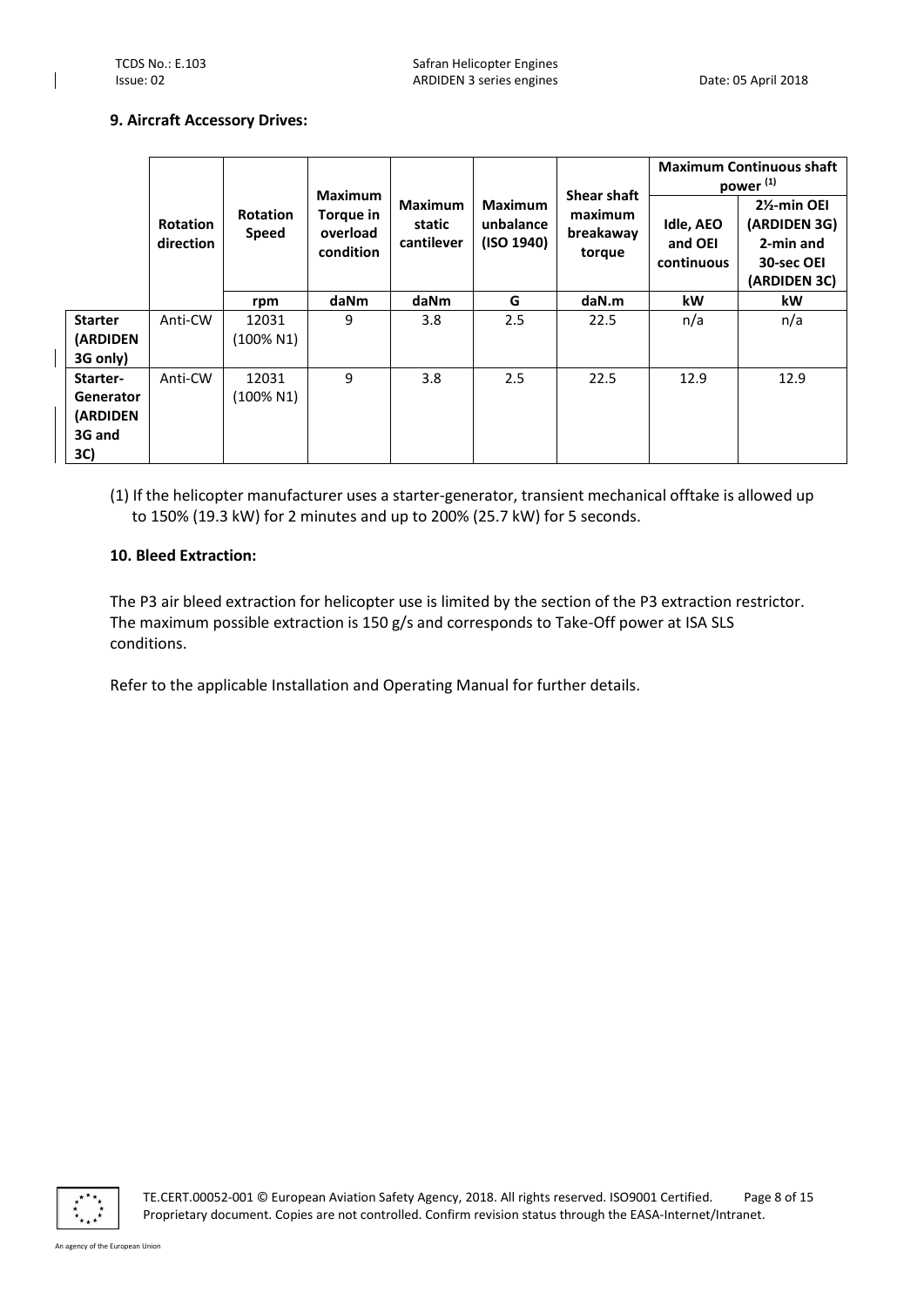### 9. Aircraft Accessory Drives:

| | Rotation direction | Rotation Speed | Maximum Torque in overload condition | Maximum static cantilever | Maximum unbalance (ISO 1940) | Shear shaft maximum breakaway torque | Maximum Continuous shaft power (1) | |
|---|---|---|---|---|---|---|---|---|
| | | | | | | | Idle, AEO and OEI continuous | 2½-min OEI (ARDIDEN 3G) 2-min and 30-sec OEI (ARDIDEN 3C) |
| | | rpm | daNm | daNm | G | daN.m | kW | kW |
| **Starter (ARDIDEN 3G only)** | Anti-CW | 12031 (100% N1) | 9 | 3.8 | 2.5 | 22.5 | n/a | n/a |
| **Starter-Generator (ARDIDEN 3G and 3C)** | Anti-CW | 12031 (100% N1) | 9 | 3.8 | 2.5 | 22.5 | 12.9 | 12.9 |

(1) If the helicopter manufacturer uses a starter-generator, transient mechanical offtake is allowed up to 150% (19.3 kW) for 2 minutes and up to 200% (25.7 kW) for 5 seconds.

### 10. Bleed Extraction:

The P3 air bleed extraction for helicopter use is limited by the section of the P3 extraction restrictor. The maximum possible extraction is 150 g/s and corresponds to Take-Off power at ISA SLS conditions.

Refer to the applicable Installation and Operating Manual for further details.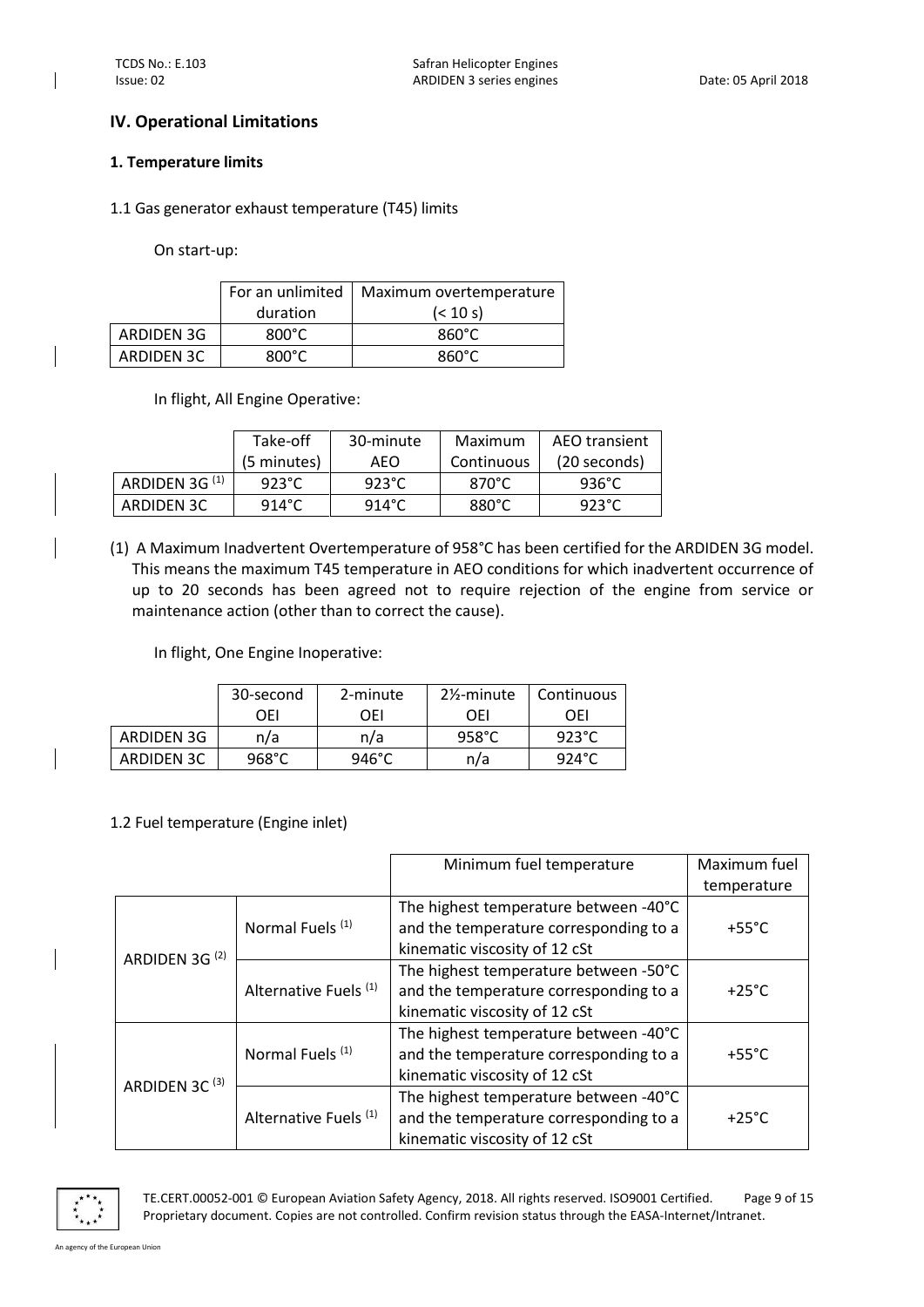## IV. Operational Limitations

### 1. Temperature limits

1.1 Gas generator exhaust temperature (T45) limits

On start-up:

| | For an unlimited duration | Maximum overtemperature (< 10 s) |
|---|---|---|
| ARDIDEN 3G | 800°C | 860°C |
| ARDIDEN 3C | 800°C | 860°C |

In flight, All Engine Operative:

| | Take-off (5 minutes) | 30-minute AEO | Maximum Continuous | AEO transient (20 seconds) |
|---|---|---|---|---|
| ARDIDEN 3G [(1)] | 923°C | 923°C | 870°C | 936°C |
| ARDIDEN 3C | 914°C | 914°C | 880°C | 923°C |

(1) A Maximum Inadvertent Overtemperature of 958°C has been certified for the ARDIDEN 3G model. This means the maximum T45 temperature in AEO conditions for which inadvertent occurrence of up to 20 seconds has been agreed not to require rejection of the engine from service or maintenance action (other than to correct the cause).

In flight, One Engine Inoperative:

| | 30-second OEI | 2-minute OEI | 2½-minute OEI | Continuous OEI |
|---|---|---|---|---|
| ARDIDEN 3G | n/a | n/a | 958°C | 923°C |
| ARDIDEN 3C | 968°C | 946°C | n/a | 924°C |

1.2 Fuel temperature (Engine inlet)

| | | Minimum fuel temperature | Maximum fuel temperature |
|---|---|---|---|
| ARDIDEN 3G [(2)] | Normal Fuels [(1)] | The highest temperature between -40°C and the temperature corresponding to a kinematic viscosity of 12 cSt | +55°C |
| | Alternative Fuels [(1)] | The highest temperature between -50°C and the temperature corresponding to a kinematic viscosity of 12 cSt | +25°C |
| ARDIDEN 3C [(3)] | Normal Fuels [(1)] | The highest temperature between -40°C and the temperature corresponding to a kinematic viscosity of 12 cSt | +55°C |
| | Alternative Fuels [(1)] | The highest temperature between -40°C and the temperature corresponding to a kinematic viscosity of 12 cSt | +25°C |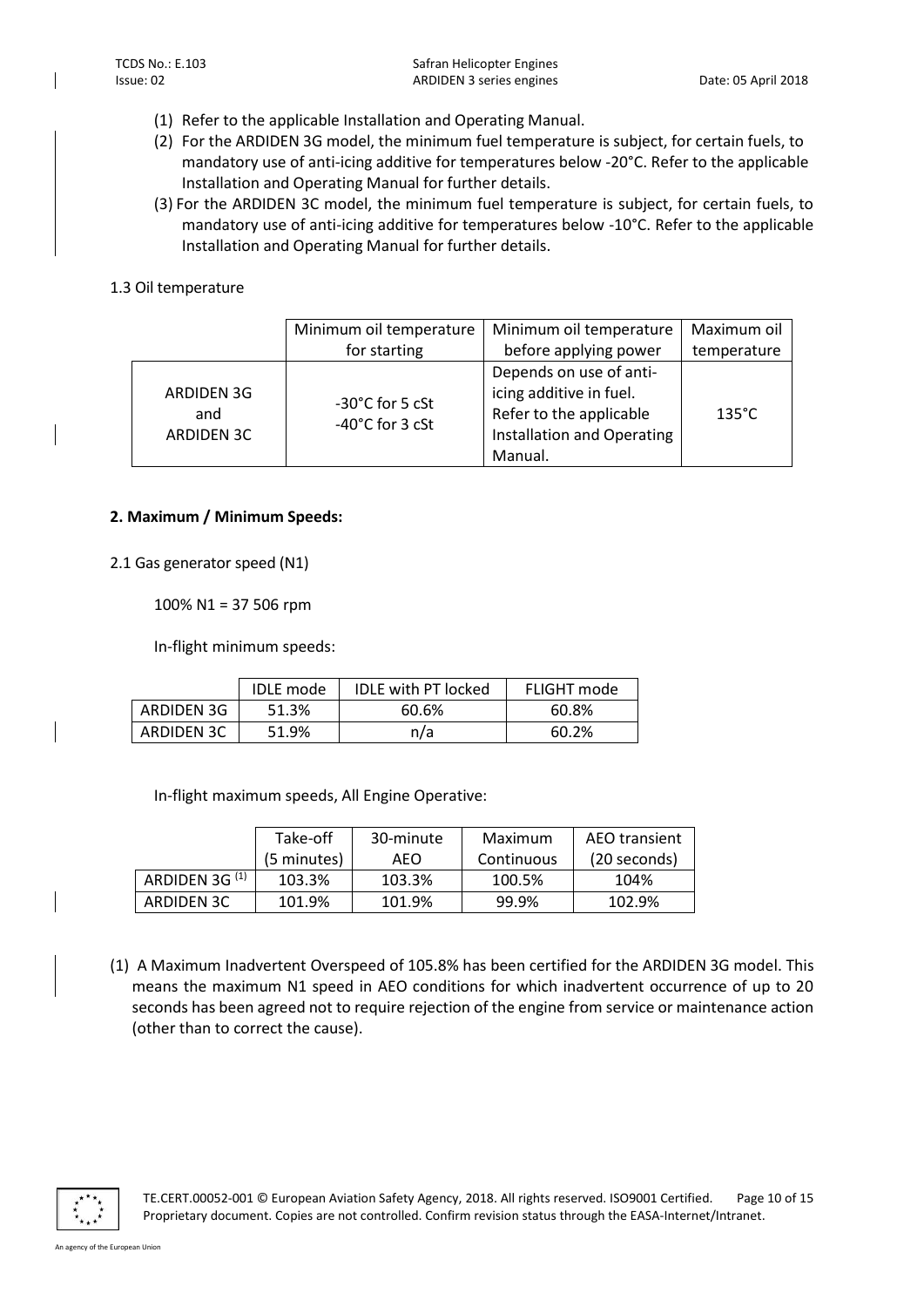(1) Refer to the applicable Installation and Operating Manual.
(2) For the ARDIDEN 3G model, the minimum fuel temperature is subject, for certain fuels, to mandatory use of anti-icing additive for temperatures below -20°C. Refer to the applicable Installation and Operating Manual for further details.
(3) For the ARDIDEN 3C model, the minimum fuel temperature is subject, for certain fuels, to mandatory use of anti-icing additive for temperatures below -10°C. Refer to the applicable Installation and Operating Manual for further details.

1.3 Oil temperature

| | Minimum oil temperature for starting | Minimum oil temperature before applying power | Maximum oil temperature |
|---|---|---|---|
| ARDIDEN 3G and ARDIDEN 3C | -30°C for 5 cSt<br>-40°C for 3 cSt | Depends on use of anti-icing additive in fuel. Refer to the applicable Installation and Operating Manual. | 135°C |

**2. Maximum / Minimum Speeds:**

2.1 Gas generator speed (N1)

100% N1 = 37 506 rpm

In-flight minimum speeds:

| | IDLE mode | IDLE with PT locked | FLIGHT mode |
|---|---|---|---|
| ARDIDEN 3G | 51.3% | 60.6% | 60.8% |
| ARDIDEN 3C | 51.9% | n/a | 60.2% |

In-flight maximum speeds, All Engine Operative:

| | Take-off (5 minutes) | 30-minute AEO | Maximum Continuous | AEO transient (20 seconds) |
|---|---|---|---|---|
| ARDIDEN 3G (1) | 103.3% | 103.3% | 100.5% | 104% |
| ARDIDEN 3C | 101.9% | 101.9% | 99.9% | 102.9% |

(1) A Maximum Inadvertent Overspeed of 105.8% has been certified for the ARDIDEN 3G model. This means the maximum N1 speed in AEO conditions for which inadvertent occurrence of up to 20 seconds has been agreed not to require rejection of the engine from service or maintenance action (other than to correct the cause).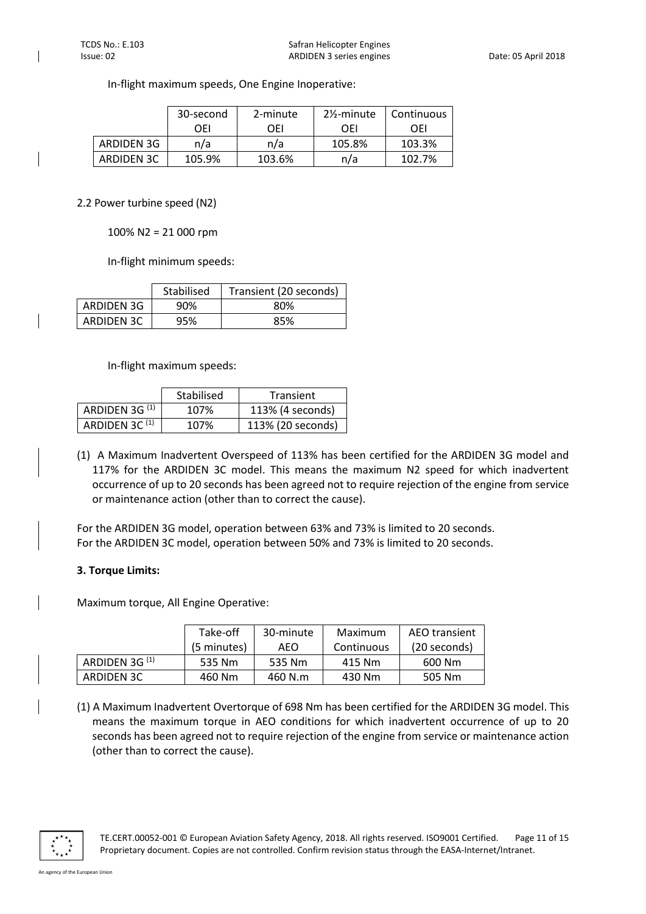In-flight maximum speeds, One Engine Inoperative:

| | 30-second OEI | 2-minute OEI | 2½-minute OEI | Continuous OEI |
|---|---|---|---|---|
| ARDIDEN 3G | n/a | n/a | 105.8% | 103.3% |
| ARDIDEN 3C | 105.9% | 103.6% | n/a | 102.7% |

2.2 Power turbine speed (N2)

100% N2 = 21 000 rpm

In-flight minimum speeds:

| | Stabilised | Transient (20 seconds) |
|---|---|---|
| ARDIDEN 3G | 90% | 80% |
| ARDIDEN 3C | 95% | 85% |

In-flight maximum speeds:

| | Stabilised | Transient |
|---|---|---|
| ARDIDEN 3G (1) | 107% | 113% (4 seconds) |
| ARDIDEN 3C (1) | 107% | 113% (20 seconds) |

(1) A Maximum Inadvertent Overspeed of 113% has been certified for the ARDIDEN 3G model and 117% for the ARDIDEN 3C model. This means the maximum N2 speed for which inadvertent occurrence of up to 20 seconds has been agreed not to require rejection of the engine from service or maintenance action (other than to correct the cause).

For the ARDIDEN 3G model, operation between 63% and 73% is limited to 20 seconds.
For the ARDIDEN 3C model, operation between 50% and 73% is limited to 20 seconds.

**3. Torque Limits:**

Maximum torque, All Engine Operative:

| | Take-off (5 minutes) | 30-minute AEO | Maximum Continuous | AEO transient (20 seconds) |
|---|---|---|---|---|
| ARDIDEN 3G (1) | 535 Nm | 535 Nm | 415 Nm | 600 Nm |
| ARDIDEN 3C | 460 Nm | 460 N.m | 430 Nm | 505 Nm |

(1) A Maximum Inadvertent Overtorque of 698 Nm has been certified for the ARDIDEN 3G model. This means the maximum torque in AEO conditions for which inadvertent occurrence of up to 20 seconds has been agreed not to require rejection of the engine from service or maintenance action (other than to correct the cause).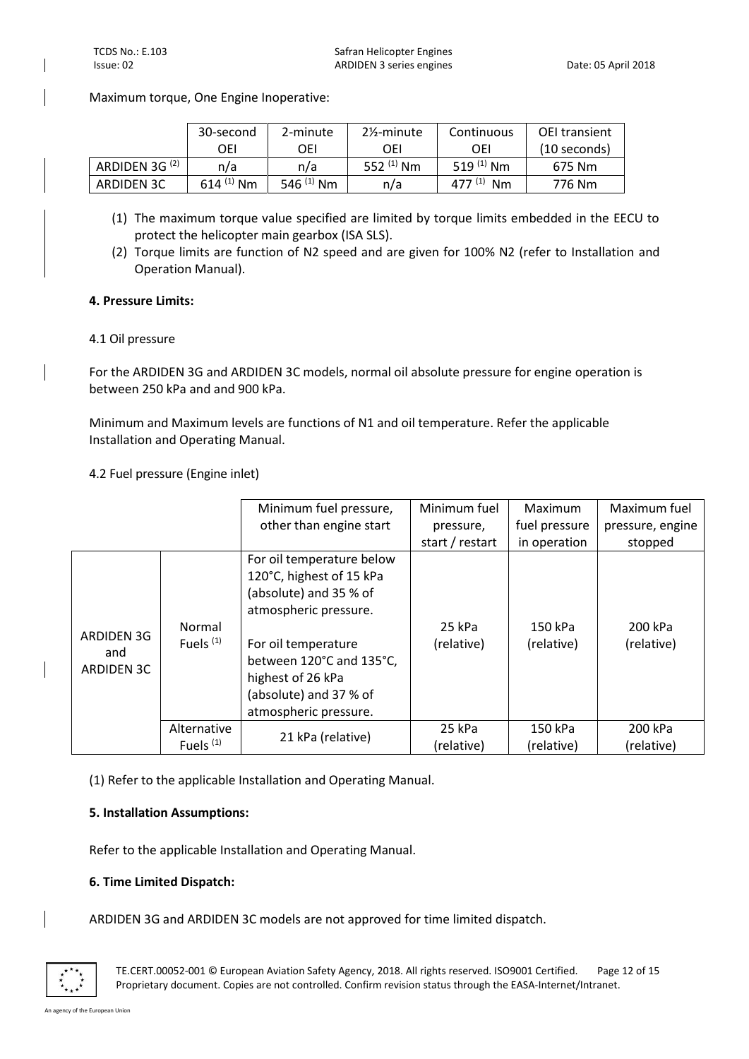Maximum torque, One Engine Inoperative:

| | 30-second OEI | 2-minute OEI | 2½-minute OEI | Continuous OEI | OEI transient (10 seconds) |
|---|---|---|---|---|---|
| ARDIDEN 3G [(2)] | n/a | n/a | 552 [(1)] Nm | 519 [(1)] Nm | 675 Nm |
| ARDIDEN 3C | 614 [(1)] Nm | 546 [(1)] Nm | n/a | 477 [(1)] Nm | 776 Nm |

(1) The maximum torque value specified are limited by torque limits embedded in the EECU to protect the helicopter main gearbox (ISA SLS).

(2) Torque limits are function of N2 speed and are given for 100% N2 (refer to Installation and Operation Manual).

**4. Pressure Limits:**

4.1 Oil pressure

For the ARDIDEN 3G and ARDIDEN 3C models, normal oil absolute pressure for engine operation is between 250 kPa and and 900 kPa.

Minimum and Maximum levels are functions of N1 and oil temperature. Refer the applicable Installation and Operating Manual.

4.2 Fuel pressure (Engine inlet)

| | | Minimum fuel pressure, other than engine start | Minimum fuel pressure, start / restart | Maximum fuel pressure in operation | Maximum fuel pressure, engine stopped |
|---|---|---|---|---|---|
| ARDIDEN 3G and ARDIDEN 3C | Normal Fuels [(1)] | For oil temperature below 120°C, highest of 15 kPa (absolute) and 35 % of atmospheric pressure.<br><br>For oil temperature between 120°C and 135°C, highest of 26 kPa (absolute) and 37 % of atmospheric pressure. | 25 kPa (relative) | 150 kPa (relative) | 200 kPa (relative) |
| | Alternative Fuels [(1)] | 21 kPa (relative) | 25 kPa (relative) | 150 kPa (relative) | 200 kPa (relative) |

(1) Refer to the applicable Installation and Operating Manual.

**5. Installation Assumptions:**

Refer to the applicable Installation and Operating Manual.

**6. Time Limited Dispatch:**

ARDIDEN 3G and ARDIDEN 3C models are not approved for time limited dispatch.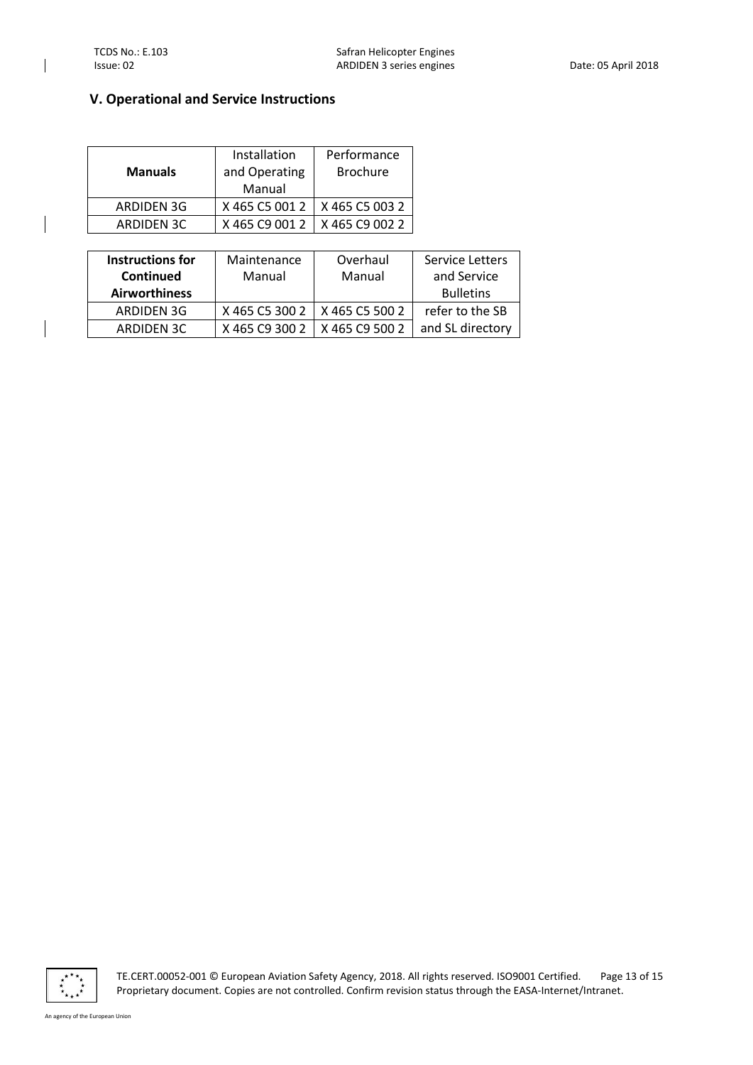## V. Operational and Service Instructions

| **Manuals** | Installation and Operating Manual | Performance Brochure |
|---|---|---|
| ARDIDEN 3G | X 465 C5 001 2 | X 465 C5 003 2 |
| ARDIDEN 3C | X 465 C9 001 2 | X 465 C9 002 2 |

| **Instructions for Continued Airworthiness** | Maintenance Manual | Overhaul Manual | Service Letters and Service Bulletins |
|---|---|---|---|
| ARDIDEN 3G | X 465 C5 300 2 | X 465 C5 500 2 | refer to the SB and SL directory |
| ARDIDEN 3C | X 465 C9 300 2 | X 465 C9 500 2 | |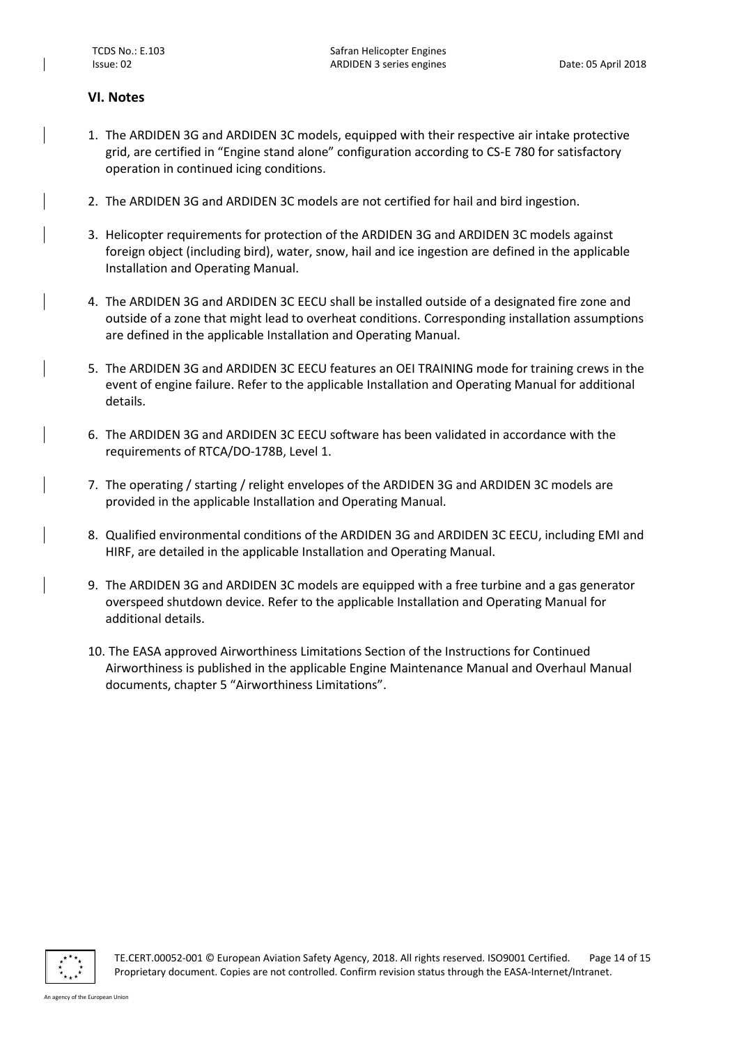## VI. Notes

1. The ARDIDEN 3G and ARDIDEN 3C models, equipped with their respective air intake protective grid, are certified in "Engine stand alone" configuration according to CS-E 780 for satisfactory operation in continued icing conditions.

2. The ARDIDEN 3G and ARDIDEN 3C models are not certified for hail and bird ingestion.

3. Helicopter requirements for protection of the ARDIDEN 3G and ARDIDEN 3C models against foreign object (including bird), water, snow, hail and ice ingestion are defined in the applicable Installation and Operating Manual.

4. The ARDIDEN 3G and ARDIDEN 3C EECU shall be installed outside of a designated fire zone and outside of a zone that might lead to overheat conditions. Corresponding installation assumptions are defined in the applicable Installation and Operating Manual.

5. The ARDIDEN 3G and ARDIDEN 3C EECU features an OEI TRAINING mode for training crews in the event of engine failure. Refer to the applicable Installation and Operating Manual for additional details.

6. The ARDIDEN 3G and ARDIDEN 3C EECU software has been validated in accordance with the requirements of RTCA/DO-178B, Level 1.

7. The operating / starting / relight envelopes of the ARDIDEN 3G and ARDIDEN 3C models are provided in the applicable Installation and Operating Manual.

8. Qualified environmental conditions of the ARDIDEN 3G and ARDIDEN 3C EECU, including EMI and HIRF, are detailed in the applicable Installation and Operating Manual.

9. The ARDIDEN 3G and ARDIDEN 3C models are equipped with a free turbine and a gas generator overspeed shutdown device. Refer to the applicable Installation and Operating Manual for additional details.

10. The EASA approved Airworthiness Limitations Section of the Instructions for Continued Airworthiness is published in the applicable Engine Maintenance Manual and Overhaul Manual documents, chapter 5 "Airworthiness Limitations".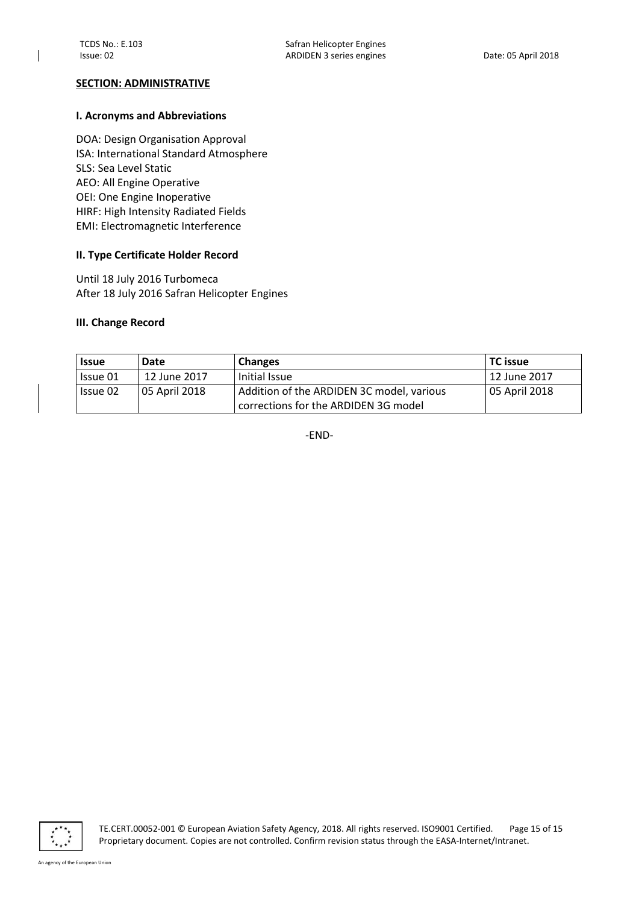## SECTION: ADMINISTRATIVE

### I. Acronyms and Abbreviations

DOA: Design Organisation Approval
ISA: International Standard Atmosphere
SLS: Sea Level Static
AEO: All Engine Operative
OEI: One Engine Inoperative
HIRF: High Intensity Radiated Fields
EMI: Electromagnetic Interference

### II. Type Certificate Holder Record

Until 18 July 2016 Turbomeca
After 18 July 2016 Safran Helicopter Engines

### III. Change Record

| Issue | Date | Changes | TC issue |
|---|---|---|---|
| Issue 01 | 12 June 2017 | Initial Issue | 12 June 2017 |
| Issue 02 | 05 April 2018 | Addition of the ARDIDEN 3C model, various corrections for the ARDIDEN 3G model | 05 April 2018 |

-END-